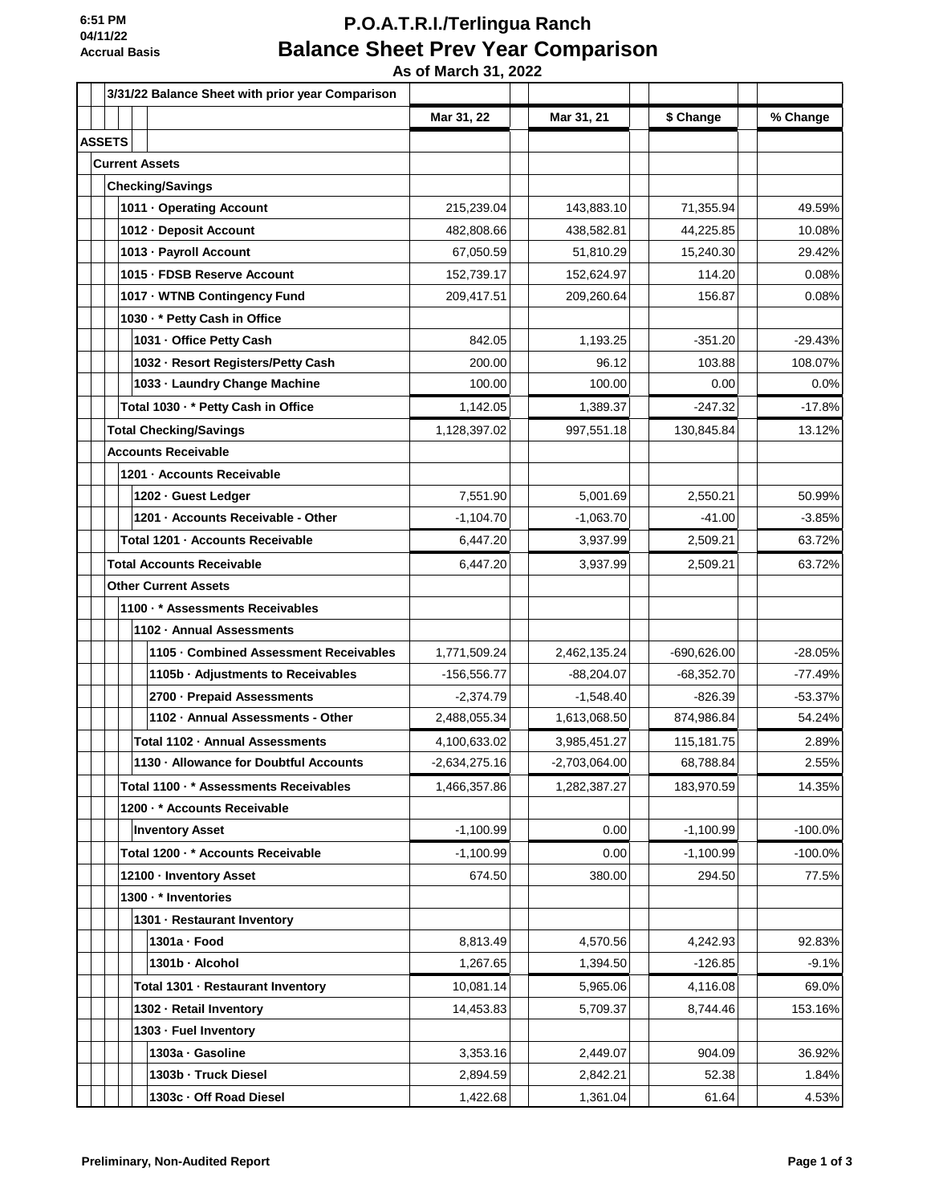# P.O.A.T.R.I./Terlingua Ranch

## Balance Sheet Prev Year Comparison

### As of March 31, 2022

6:51 PM
04/11/22
Accrual Basis

| 3/31/22 Balance Sheet with prior year Comparison | Mar 31, 22 | Mar 31, 21 | $ Change | % Change |
|---|---|---|---|---|
| **ASSETS** | | | | |
| **Current Assets** | | | | |
| **Checking/Savings** | | | | |
| 1011 · Operating Account | 215,239.04 | 143,883.10 | 71,355.94 | 49.59% |
| 1012 · Deposit Account | 482,808.66 | 438,582.81 | 44,225.85 | 10.08% |
| 1013 · Payroll Account | 67,050.59 | 51,810.29 | 15,240.30 | 29.42% |
| 1015 · FDSB Reserve Account | 152,739.17 | 152,624.97 | 114.20 | 0.08% |
| 1017 · WTNB Contingency Fund | 209,417.51 | 209,260.64 | 156.87 | 0.08% |
| 1030 · * Petty Cash in Office | | | | |
| 1031 · Office Petty Cash | 842.05 | 1,193.25 | -351.20 | -29.43% |
| 1032 · Resort Registers/Petty Cash | 200.00 | 96.12 | 103.88 | 108.07% |
| 1033 · Laundry Change Machine | 100.00 | 100.00 | 0.00 | 0.0% |
| Total 1030 · * Petty Cash in Office | 1,142.05 | 1,389.37 | -247.32 | -17.8% |
| **Total Checking/Savings** | 1,128,397.02 | 997,551.18 | 130,845.84 | 13.12% |
| **Accounts Receivable** | | | | |
| 1201 · Accounts Receivable | | | | |
| 1202 · Guest Ledger | 7,551.90 | 5,001.69 | 2,550.21 | 50.99% |
| 1201 · Accounts Receivable - Other | -1,104.70 | -1,063.70 | -41.00 | -3.85% |
| Total 1201 · Accounts Receivable | 6,447.20 | 3,937.99 | 2,509.21 | 63.72% |
| **Total Accounts Receivable** | 6,447.20 | 3,937.99 | 2,509.21 | 63.72% |
| **Other Current Assets** | | | | |
| 1100 · * Assessments Receivables | | | | |
| 1102 · Annual Assessments | | | | |
| 1105 · Combined Assessment Receivables | 1,771,509.24 | 2,462,135.24 | -690,626.00 | -28.05% |
| 1105b · Adjustments to Receivables | -156,556.77 | -88,204.07 | -68,352.70 | -77.49% |
| 2700 · Prepaid Assessments | -2,374.79 | -1,548.40 | -826.39 | -53.37% |
| 1102 · Annual Assessments - Other | 2,488,055.34 | 1,613,068.50 | 874,986.84 | 54.24% |
| Total 1102 · Annual Assessments | 4,100,633.02 | 3,985,451.27 | 115,181.75 | 2.89% |
| 1130 · Allowance for Doubtful Accounts | -2,634,275.16 | -2,703,064.00 | 68,788.84 | 2.55% |
| Total 1100 · * Assessments Receivables | 1,466,357.86 | 1,282,387.27 | 183,970.59 | 14.35% |
| 1200 · * Accounts Receivable | | | | |
| Inventory Asset | -1,100.99 | 0.00 | -1,100.99 | -100.0% |
| Total 1200 · * Accounts Receivable | -1,100.99 | 0.00 | -1,100.99 | -100.0% |
| 12100 · Inventory Asset | 674.50 | 380.00 | 294.50 | 77.5% |
| 1300 · * Inventories | | | | |
| 1301 · Restaurant Inventory | | | | |
| 1301a · Food | 8,813.49 | 4,570.56 | 4,242.93 | 92.83% |
| 1301b · Alcohol | 1,267.65 | 1,394.50 | -126.85 | -9.1% |
| Total 1301 · Restaurant Inventory | 10,081.14 | 5,965.06 | 4,116.08 | 69.0% |
| 1302 · Retail Inventory | 14,453.83 | 5,709.37 | 8,744.46 | 153.16% |
| 1303 · Fuel Inventory | | | | |
| 1303a · Gasoline | 3,353.16 | 2,449.07 | 904.09 | 36.92% |
| 1303b · Truck Diesel | 2,894.59 | 2,842.21 | 52.38 | 1.84% |
| 1303c · Off Road Diesel | 1,422.68 | 1,361.04 | 61.64 | 4.53% |

Preliminary, Non-Audited Report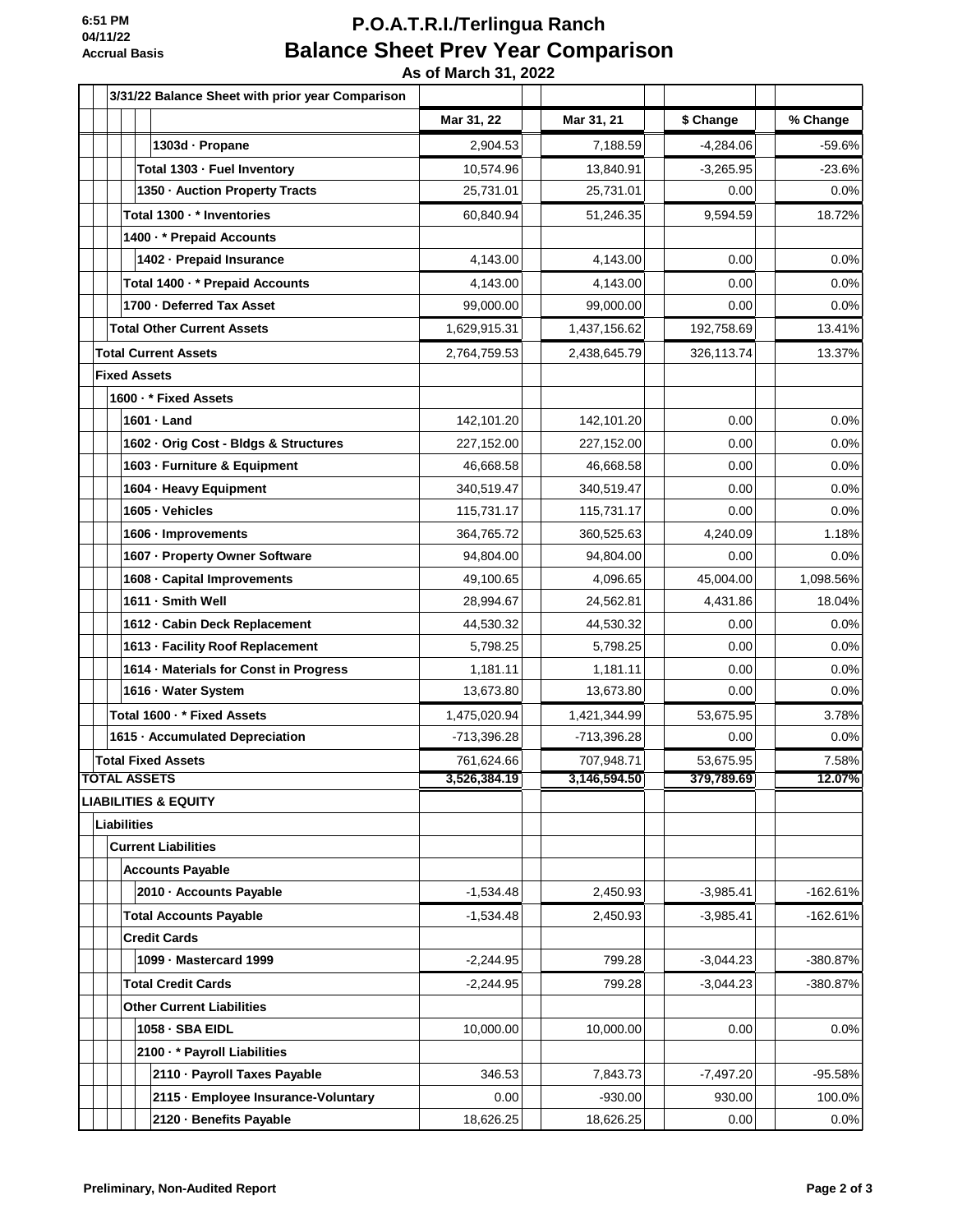# P.O.A.T.R.I./Terlingua Ranch

## Balance Sheet Prev Year Comparison

**As of March 31, 2022**

6:51 PM
04/11/22
Accrual Basis

| 3/31/22 Balance Sheet with prior year Comparison | Mar 31, 22 | Mar 31, 21 | $ Change | % Change |
|---|---|---|---|---|
| 1303d · Propane | 2,904.53 | 7,188.59 | -4,284.06 | -59.6% |
| Total 1303 · Fuel Inventory | 10,574.96 | 13,840.91 | -3,265.95 | -23.6% |
| 1350 · Auction Property Tracts | 25,731.01 | 25,731.01 | 0.00 | 0.0% |
| Total 1300 · * Inventories | 60,840.94 | 51,246.35 | 9,594.59 | 18.72% |
| 1400 · * Prepaid Accounts | | | | |
| 1402 · Prepaid Insurance | 4,143.00 | 4,143.00 | 0.00 | 0.0% |
| Total 1400 · * Prepaid Accounts | 4,143.00 | 4,143.00 | 0.00 | 0.0% |
| 1700 · Deferred Tax Asset | 99,000.00 | 99,000.00 | 0.00 | 0.0% |
| Total Other Current Assets | 1,629,915.31 | 1,437,156.62 | 192,758.69 | 13.41% |
| Total Current Assets | 2,764,759.53 | 2,438,645.79 | 326,113.74 | 13.37% |
| Fixed Assets | | | | |
| 1600 · * Fixed Assets | | | | |
| 1601 · Land | 142,101.20 | 142,101.20 | 0.00 | 0.0% |
| 1602 · Orig Cost - Bldgs & Structures | 227,152.00 | 227,152.00 | 0.00 | 0.0% |
| 1603 · Furniture & Equipment | 46,668.58 | 46,668.58 | 0.00 | 0.0% |
| 1604 · Heavy Equipment | 340,519.47 | 340,519.47 | 0.00 | 0.0% |
| 1605 · Vehicles | 115,731.17 | 115,731.17 | 0.00 | 0.0% |
| 1606 · Improvements | 364,765.72 | 360,525.63 | 4,240.09 | 1.18% |
| 1607 · Property Owner Software | 94,804.00 | 94,804.00 | 0.00 | 0.0% |
| 1608 · Capital Improvements | 49,100.65 | 4,096.65 | 45,004.00 | 1,098.56% |
| 1611 · Smith Well | 28,994.67 | 24,562.81 | 4,431.86 | 18.04% |
| 1612 · Cabin Deck Replacement | 44,530.32 | 44,530.32 | 0.00 | 0.0% |
| 1613 · Facility Roof Replacement | 5,798.25 | 5,798.25 | 0.00 | 0.0% |
| 1614 · Materials for Const in Progress | 1,181.11 | 1,181.11 | 0.00 | 0.0% |
| 1616 · Water System | 13,673.80 | 13,673.80 | 0.00 | 0.0% |
| Total 1600 · * Fixed Assets | 1,475,020.94 | 1,421,344.99 | 53,675.95 | 3.78% |
| 1615 · Accumulated Depreciation | -713,396.28 | -713,396.28 | 0.00 | 0.0% |
| Total Fixed Assets | 761,624.66 | 707,948.71 | 53,675.95 | 7.58% |
| **TOTAL ASSETS** | **3,526,384.19** | **3,146,594.50** | **379,789.69** | **12.07%** |
| LIABILITIES & EQUITY | | | | |
| Liabilities | | | | |
| Current Liabilities | | | | |
| Accounts Payable | | | | |
| 2010 · Accounts Payable | -1,534.48 | 2,450.93 | -3,985.41 | -162.61% |
| Total Accounts Payable | -1,534.48 | 2,450.93 | -3,985.41 | -162.61% |
| Credit Cards | | | | |
| 1099 · Mastercard 1999 | -2,244.95 | 799.28 | -3,044.23 | -380.87% |
| Total Credit Cards | -2,244.95 | 799.28 | -3,044.23 | -380.87% |
| Other Current Liabilities | | | | |
| 1058 · SBA EIDL | 10,000.00 | 10,000.00 | 0.00 | 0.0% |
| 2100 · * Payroll Liabilities | | | | |
| 2110 · Payroll Taxes Payable | 346.53 | 7,843.73 | -7,497.20 | -95.58% |
| 2115 · Employee Insurance-Voluntary | 0.00 | -930.00 | 930.00 | 100.0% |
| 2120 · Benefits Payable | 18,626.25 | 18,626.25 | 0.00 | 0.0% |

**Preliminary, Non-Audited Report**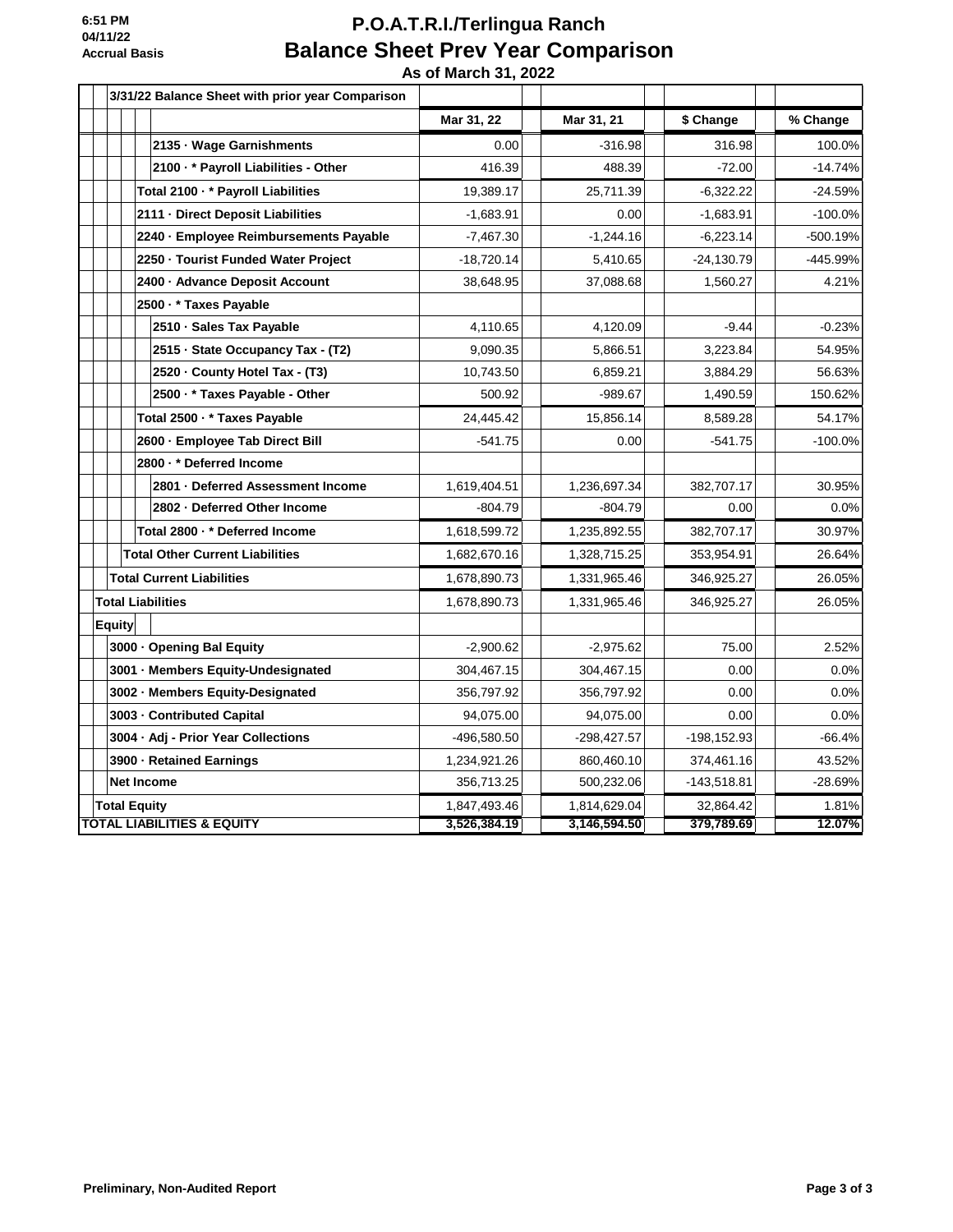# P.O.A.T.R.I./Terlingua Ranch

## Balance Sheet Prev Year Comparison

**As of March 31, 2022**

6:51 PM
04/11/22
Accrual Basis

| 3/31/22 Balance Sheet with prior year Comparison | Mar 31, 22 | Mar 31, 21 | $ Change | % Change |
|---|---|---|---|---|
| 2135 · Wage Garnishments | 0.00 | -316.98 | 316.98 | 100.0% |
| 2100 · * Payroll Liabilities - Other | 416.39 | 488.39 | -72.00 | -14.74% |
| Total 2100 · * Payroll Liabilities | 19,389.17 | 25,711.39 | -6,322.22 | -24.59% |
| 2111 · Direct Deposit Liabilities | -1,683.91 | 0.00 | -1,683.91 | -100.0% |
| 2240 · Employee Reimbursements Payable | -7,467.30 | -1,244.16 | -6,223.14 | -500.19% |
| 2250 · Tourist Funded Water Project | -18,720.14 | 5,410.65 | -24,130.79 | -445.99% |
| 2400 · Advance Deposit Account | 38,648.95 | 37,088.68 | 1,560.27 | 4.21% |
| 2500 · * Taxes Payable | | | | |
| 2510 · Sales Tax Payable | 4,110.65 | 4,120.09 | -9.44 | -0.23% |
| 2515 · State Occupancy Tax - (T2) | 9,090.35 | 5,866.51 | 3,223.84 | 54.95% |
| 2520 · County Hotel Tax - (T3) | 10,743.50 | 6,859.21 | 3,884.29 | 56.63% |
| 2500 · * Taxes Payable - Other | 500.92 | -989.67 | 1,490.59 | 150.62% |
| Total 2500 · * Taxes Payable | 24,445.42 | 15,856.14 | 8,589.28 | 54.17% |
| 2600 · Employee Tab Direct Bill | -541.75 | 0.00 | -541.75 | -100.0% |
| 2800 · * Deferred Income | | | | |
| 2801 · Deferred Assessment Income | 1,619,404.51 | 1,236,697.34 | 382,707.17 | 30.95% |
| 2802 · Deferred Other Income | -804.79 | -804.79 | 0.00 | 0.0% |
| Total 2800 · * Deferred Income | 1,618,599.72 | 1,235,892.55 | 382,707.17 | 30.97% |
| Total Other Current Liabilities | 1,682,670.16 | 1,328,715.25 | 353,954.91 | 26.64% |
| Total Current Liabilities | 1,678,890.73 | 1,331,965.46 | 346,925.27 | 26.05% |
| Total Liabilities | 1,678,890.73 | 1,331,965.46 | 346,925.27 | 26.05% |
| Equity | | | | |
| 3000 · Opening Bal Equity | -2,900.62 | -2,975.62 | 75.00 | 2.52% |
| 3001 · Members Equity-Undesignated | 304,467.15 | 304,467.15 | 0.00 | 0.0% |
| 3002 · Members Equity-Designated | 356,797.92 | 356,797.92 | 0.00 | 0.0% |
| 3003 · Contributed Capital | 94,075.00 | 94,075.00 | 0.00 | 0.0% |
| 3004 · Adj - Prior Year Collections | -496,580.50 | -298,427.57 | -198,152.93 | -66.4% |
| 3900 · Retained Earnings | 1,234,921.26 | 860,460.10 | 374,461.16 | 43.52% |
| Net Income | 356,713.25 | 500,232.06 | -143,518.81 | -28.69% |
| Total Equity | 1,847,493.46 | 1,814,629.04 | 32,864.42 | 1.81% |
| **TOTAL LIABILITIES & EQUITY** | **3,526,384.19** | **3,146,594.50** | **379,789.69** | **12.07%** |

Preliminary, Non-Audited Report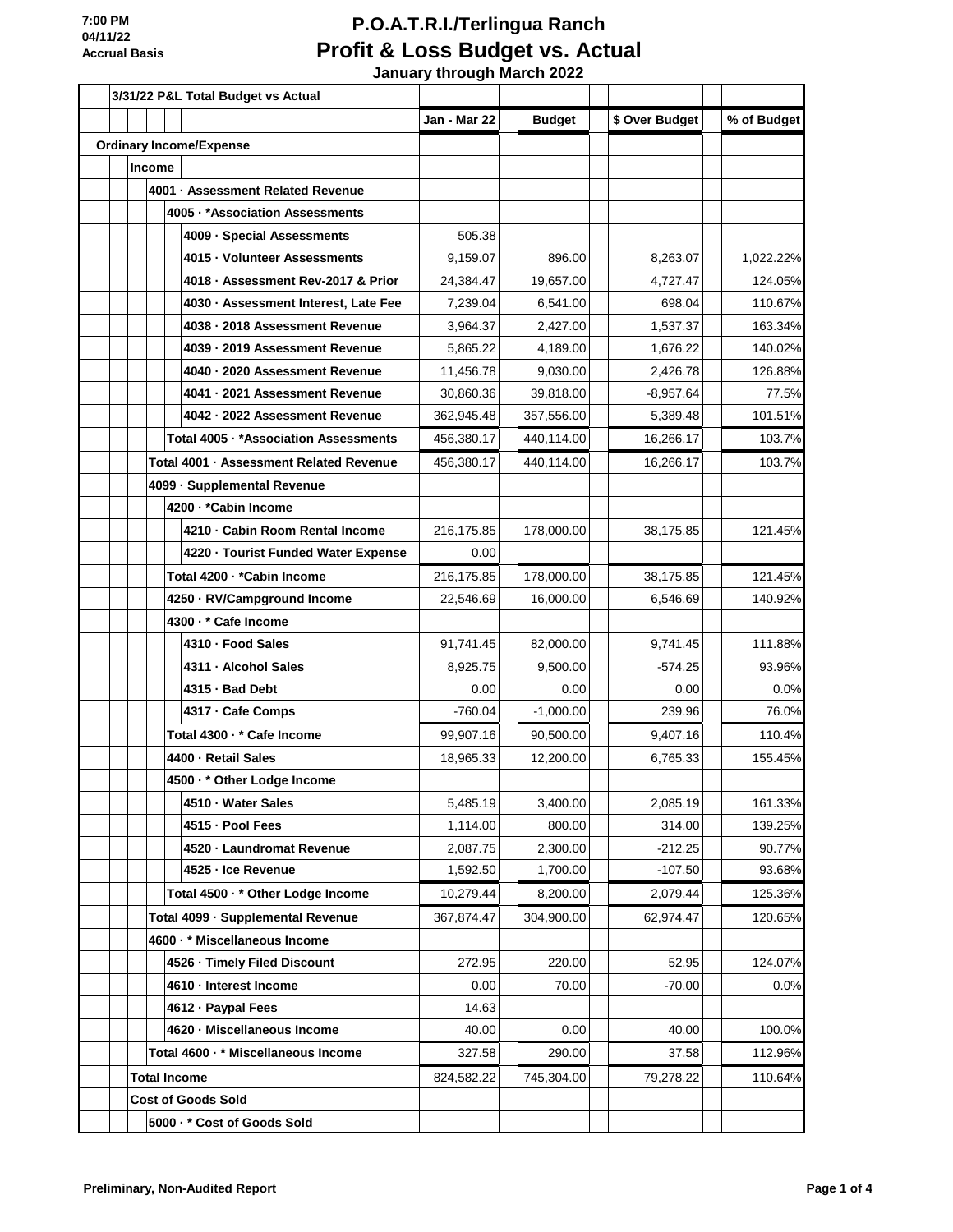7:00 PM
04/11/22
Accrual Basis

# P.O.A.T.R.I./Terlingua Ranch
## Profit & Loss Budget vs. Actual
### January through March 2022

| 3/31/22 P&L Total Budget vs Actual | Jan - Mar 22 | Budget | $ Over Budget | % of Budget |
|---|---|---|---|---|
| **Ordinary Income/Expense** | | | | |
| **Income** | | | | |
| **4001 · Assessment Related Revenue** | | | | |
| **4005 · *Association Assessments** | | | | |
| 4009 · Special Assessments | 505.38 | | | |
| 4015 · Volunteer Assessments | 9,159.07 | 896.00 | 8,263.07 | 1,022.22% |
| 4018 · Assessment Rev-2017 & Prior | 24,384.47 | 19,657.00 | 4,727.47 | 124.05% |
| 4030 · Assessment Interest, Late Fee | 7,239.04 | 6,541.00 | 698.04 | 110.67% |
| 4038 · 2018 Assessment Revenue | 3,964.37 | 2,427.00 | 1,537.37 | 163.34% |
| 4039 · 2019 Assessment Revenue | 5,865.22 | 4,189.00 | 1,676.22 | 140.02% |
| 4040 · 2020 Assessment Revenue | 11,456.78 | 9,030.00 | 2,426.78 | 126.88% |
| 4041 · 2021 Assessment Revenue | 30,860.36 | 39,818.00 | -8,957.64 | 77.5% |
| 4042 · 2022 Assessment Revenue | 362,945.48 | 357,556.00 | 5,389.48 | 101.51% |
| **Total 4005 · *Association Assessments** | 456,380.17 | 440,114.00 | 16,266.17 | 103.7% |
| **Total 4001 · Assessment Related Revenue** | 456,380.17 | 440,114.00 | 16,266.17 | 103.7% |
| **4099 · Supplemental Revenue** | | | | |
| **4200 · *Cabin Income** | | | | |
| 4210 · Cabin Room Rental Income | 216,175.85 | 178,000.00 | 38,175.85 | 121.45% |
| 4220 · Tourist Funded Water Expense | 0.00 | | | |
| **Total 4200 · *Cabin Income** | 216,175.85 | 178,000.00 | 38,175.85 | 121.45% |
| 4250 · RV/Campground Income | 22,546.69 | 16,000.00 | 6,546.69 | 140.92% |
| **4300 · * Cafe Income** | | | | |
| 4310 · Food Sales | 91,741.45 | 82,000.00 | 9,741.45 | 111.88% |
| 4311 · Alcohol Sales | 8,925.75 | 9,500.00 | -574.25 | 93.96% |
| 4315 · Bad Debt | 0.00 | 0.00 | 0.00 | 0.0% |
| 4317 · Cafe Comps | -760.04 | -1,000.00 | 239.96 | 76.0% |
| **Total 4300 · * Cafe Income** | 99,907.16 | 90,500.00 | 9,407.16 | 110.4% |
| 4400 · Retail Sales | 18,965.33 | 12,200.00 | 6,765.33 | 155.45% |
| **4500 · * Other Lodge Income** | | | | |
| 4510 · Water Sales | 5,485.19 | 3,400.00 | 2,085.19 | 161.33% |
| 4515 · Pool Fees | 1,114.00 | 800.00 | 314.00 | 139.25% |
| 4520 · Laundromat Revenue | 2,087.75 | 2,300.00 | -212.25 | 90.77% |
| 4525 · Ice Revenue | 1,592.50 | 1,700.00 | -107.50 | 93.68% |
| **Total 4500 · * Other Lodge Income** | 10,279.44 | 8,200.00 | 2,079.44 | 125.36% |
| **Total 4099 · Supplemental Revenue** | 367,874.47 | 304,900.00 | 62,974.47 | 120.65% |
| **4600 · * Miscellaneous Income** | | | | |
| 4526 · Timely Filed Discount | 272.95 | 220.00 | 52.95 | 124.07% |
| 4610 · Interest Income | 0.00 | 70.00 | -70.00 | 0.0% |
| 4612 · Paypal Fees | 14.63 | | | |
| 4620 · Miscellaneous Income | 40.00 | 0.00 | 40.00 | 100.0% |
| **Total 4600 · * Miscellaneous Income** | 327.58 | 290.00 | 37.58 | 112.96% |
| **Total Income** | 824,582.22 | 745,304.00 | 79,278.22 | 110.64% |
| **Cost of Goods Sold** | | | | |
| **5000 · * Cost of Goods Sold** | | | | |

**Preliminary, Non-Audited Report**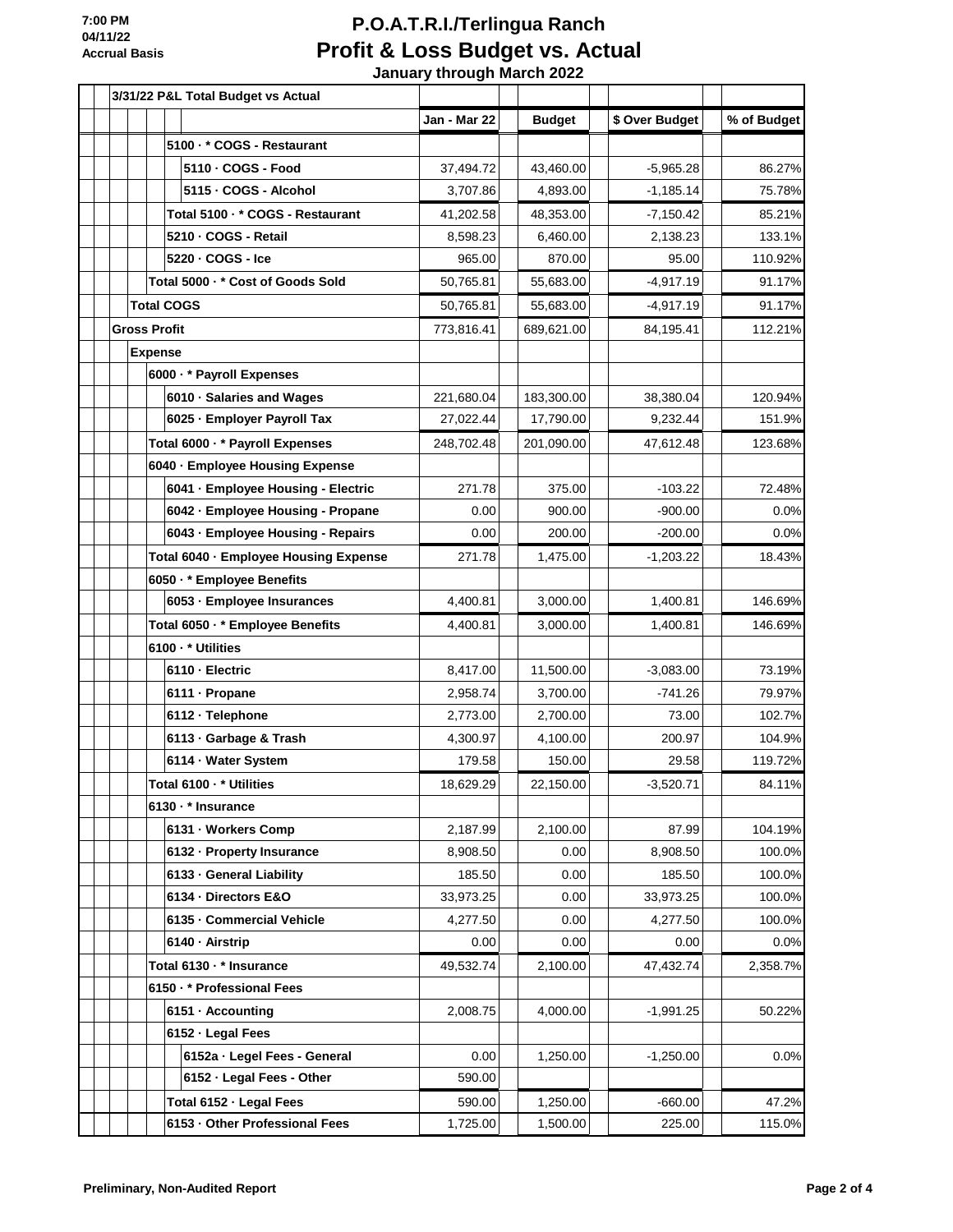# P.O.A.T.R.I./Terlingua Ranch
## Profit & Loss Budget vs. Actual
### January through March 2022

7:00 PM
04/11/22
Accrual Basis

| 3/31/22 P&L Total Budget vs Actual | Jan - Mar 22 | Budget | $ Over Budget | % of Budget |
|---|---|---|---|---|
| 5100 · * COGS - Restaurant | | | | |
| 5110 · COGS - Food | 37,494.72 | 43,460.00 | -5,965.28 | 86.27% |
| 5115 · COGS - Alcohol | 3,707.86 | 4,893.00 | -1,185.14 | 75.78% |
| Total 5100 · * COGS - Restaurant | 41,202.58 | 48,353.00 | -7,150.42 | 85.21% |
| 5210 · COGS - Retail | 8,598.23 | 6,460.00 | 2,138.23 | 133.1% |
| 5220 · COGS - Ice | 965.00 | 870.00 | 95.00 | 110.92% |
| Total 5000 · * Cost of Goods Sold | 50,765.81 | 55,683.00 | -4,917.19 | 91.17% |
| Total COGS | 50,765.81 | 55,683.00 | -4,917.19 | 91.17% |
| Gross Profit | 773,816.41 | 689,621.00 | 84,195.41 | 112.21% |
| Expense | | | | |
| 6000 · * Payroll Expenses | | | | |
| 6010 · Salaries and Wages | 221,680.04 | 183,300.00 | 38,380.04 | 120.94% |
| 6025 · Employer Payroll Tax | 27,022.44 | 17,790.00 | 9,232.44 | 151.9% |
| Total 6000 · * Payroll Expenses | 248,702.48 | 201,090.00 | 47,612.48 | 123.68% |
| 6040 · Employee Housing Expense | | | | |
| 6041 · Employee Housing - Electric | 271.78 | 375.00 | -103.22 | 72.48% |
| 6042 · Employee Housing - Propane | 0.00 | 900.00 | -900.00 | 0.0% |
| 6043 · Employee Housing - Repairs | 0.00 | 200.00 | -200.00 | 0.0% |
| Total 6040 · Employee Housing Expense | 271.78 | 1,475.00 | -1,203.22 | 18.43% |
| 6050 · * Employee Benefits | | | | |
| 6053 · Employee Insurances | 4,400.81 | 3,000.00 | 1,400.81 | 146.69% |
| Total 6050 · * Employee Benefits | 4,400.81 | 3,000.00 | 1,400.81 | 146.69% |
| 6100 · * Utilities | | | | |
| 6110 · Electric | 8,417.00 | 11,500.00 | -3,083.00 | 73.19% |
| 6111 · Propane | 2,958.74 | 3,700.00 | -741.26 | 79.97% |
| 6112 · Telephone | 2,773.00 | 2,700.00 | 73.00 | 102.7% |
| 6113 · Garbage & Trash | 4,300.97 | 4,100.00 | 200.97 | 104.9% |
| 6114 · Water System | 179.58 | 150.00 | 29.58 | 119.72% |
| Total 6100 · * Utilities | 18,629.29 | 22,150.00 | -3,520.71 | 84.11% |
| 6130 · * Insurance | | | | |
| 6131 · Workers Comp | 2,187.99 | 2,100.00 | 87.99 | 104.19% |
| 6132 · Property Insurance | 8,908.50 | 0.00 | 8,908.50 | 100.0% |
| 6133 · General Liability | 185.50 | 0.00 | 185.50 | 100.0% |
| 6134 · Directors E&O | 33,973.25 | 0.00 | 33,973.25 | 100.0% |
| 6135 · Commercial Vehicle | 4,277.50 | 0.00 | 4,277.50 | 100.0% |
| 6140 · Airstrip | 0.00 | 0.00 | 0.00 | 0.0% |
| Total 6130 · * Insurance | 49,532.74 | 2,100.00 | 47,432.74 | 2,358.7% |
| 6150 · * Professional Fees | | | | |
| 6151 · Accounting | 2,008.75 | 4,000.00 | -1,991.25 | 50.22% |
| 6152 · Legal Fees | | | | |
| 6152a · Legel Fees - General | 0.00 | 1,250.00 | -1,250.00 | 0.0% |
| 6152 · Legal Fees - Other | 590.00 | | | |
| Total 6152 · Legal Fees | 590.00 | 1,250.00 | -660.00 | 47.2% |
| 6153 · Other Professional Fees | 1,725.00 | 1,500.00 | 225.00 | 115.0% |

Preliminary, Non-Audited Report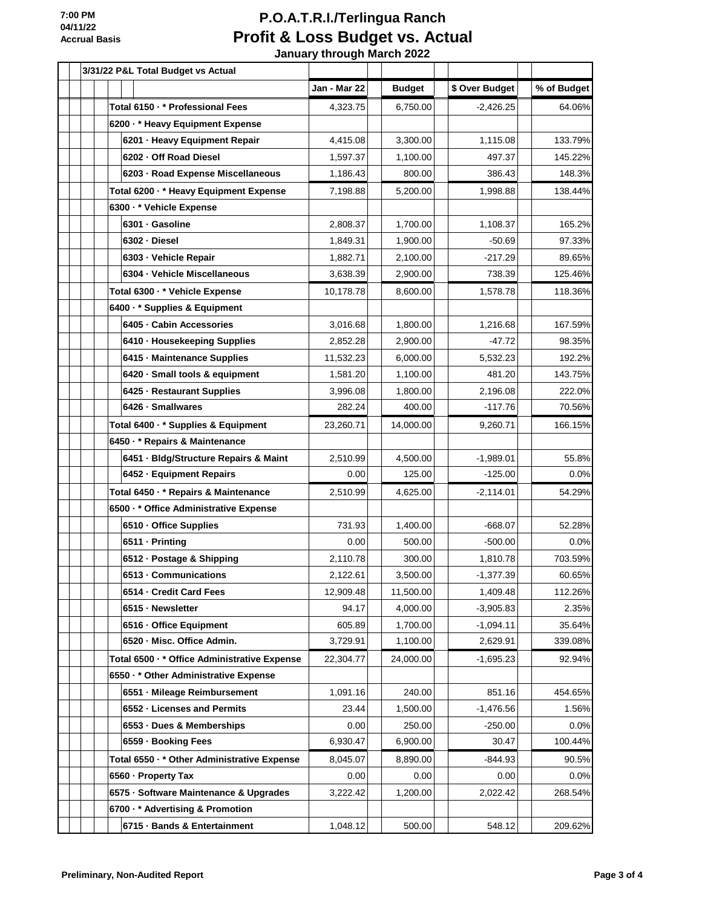# P.O.A.T.R.I./Terlingua Ranch

## Profit & Loss Budget vs. Actual

### January through March 2022

7:00 PM
04/11/22
Accrual Basis

| 3/31/22 P&L Total Budget vs Actual | Jan - Mar 22 | Budget | $ Over Budget | % of Budget |
|---|---|---|---|---|
| Total 6150 · * Professional Fees | 4,323.75 | 6,750.00 | -2,426.25 | 64.06% |
| 6200 · * Heavy Equipment Expense | | | | |
| 6201 · Heavy Equipment Repair | 4,415.08 | 3,300.00 | 1,115.08 | 133.79% |
| 6202 · Off Road Diesel | 1,597.37 | 1,100.00 | 497.37 | 145.22% |
| 6203 · Road Expense Miscellaneous | 1,186.43 | 800.00 | 386.43 | 148.3% |
| Total 6200 · * Heavy Equipment Expense | 7,198.88 | 5,200.00 | 1,998.88 | 138.44% |
| 6300 · * Vehicle Expense | | | | |
| 6301 · Gasoline | 2,808.37 | 1,700.00 | 1,108.37 | 165.2% |
| 6302 · Diesel | 1,849.31 | 1,900.00 | -50.69 | 97.33% |
| 6303 · Vehicle Repair | 1,882.71 | 2,100.00 | -217.29 | 89.65% |
| 6304 · Vehicle Miscellaneous | 3,638.39 | 2,900.00 | 738.39 | 125.46% |
| Total 6300 · * Vehicle Expense | 10,178.78 | 8,600.00 | 1,578.78 | 118.36% |
| 6400 · * Supplies & Equipment | | | | |
| 6405 · Cabin Accessories | 3,016.68 | 1,800.00 | 1,216.68 | 167.59% |
| 6410 · Housekeeping Supplies | 2,852.28 | 2,900.00 | -47.72 | 98.35% |
| 6415 · Maintenance Supplies | 11,532.23 | 6,000.00 | 5,532.23 | 192.2% |
| 6420 · Small tools & equipment | 1,581.20 | 1,100.00 | 481.20 | 143.75% |
| 6425 · Restaurant Supplies | 3,996.08 | 1,800.00 | 2,196.08 | 222.0% |
| 6426 · Smallwares | 282.24 | 400.00 | -117.76 | 70.56% |
| Total 6400 · * Supplies & Equipment | 23,260.71 | 14,000.00 | 9,260.71 | 166.15% |
| 6450 · * Repairs & Maintenance | | | | |
| 6451 · Bldg/Structure Repairs & Maint | 2,510.99 | 4,500.00 | -1,989.01 | 55.8% |
| 6452 · Equipment Repairs | 0.00 | 125.00 | -125.00 | 0.0% |
| Total 6450 · * Repairs & Maintenance | 2,510.99 | 4,625.00 | -2,114.01 | 54.29% |
| 6500 · * Office Administrative Expense | | | | |
| 6510 · Office Supplies | 731.93 | 1,400.00 | -668.07 | 52.28% |
| 6511 · Printing | 0.00 | 500.00 | -500.00 | 0.0% |
| 6512 · Postage & Shipping | 2,110.78 | 300.00 | 1,810.78 | 703.59% |
| 6513 · Communications | 2,122.61 | 3,500.00 | -1,377.39 | 60.65% |
| 6514 · Credit Card Fees | 12,909.48 | 11,500.00 | 1,409.48 | 112.26% |
| 6515 · Newsletter | 94.17 | 4,000.00 | -3,905.83 | 2.35% |
| 6516 · Office Equipment | 605.89 | 1,700.00 | -1,094.11 | 35.64% |
| 6520 · Misc. Office Admin. | 3,729.91 | 1,100.00 | 2,629.91 | 339.08% |
| Total 6500 · * Office Administrative Expense | 22,304.77 | 24,000.00 | -1,695.23 | 92.94% |
| 6550 · * Other Administrative Expense | | | | |
| 6551 · Mileage Reimbursement | 1,091.16 | 240.00 | 851.16 | 454.65% |
| 6552 · Licenses and Permits | 23.44 | 1,500.00 | -1,476.56 | 1.56% |
| 6553 · Dues & Memberships | 0.00 | 250.00 | -250.00 | 0.0% |
| 6559 · Booking Fees | 6,930.47 | 6,900.00 | 30.47 | 100.44% |
| Total 6550 · * Other Administrative Expense | 8,045.07 | 8,890.00 | -844.93 | 90.5% |
| 6560 · Property Tax | 0.00 | 0.00 | 0.00 | 0.0% |
| 6575 · Software Maintenance & Upgrades | 3,222.42 | 1,200.00 | 2,022.42 | 268.54% |
| 6700 · * Advertising & Promotion | | | | |
| 6715 · Bands & Entertainment | 1,048.12 | 500.00 | 548.12 | 209.62% |

Preliminary, Non-Audited Report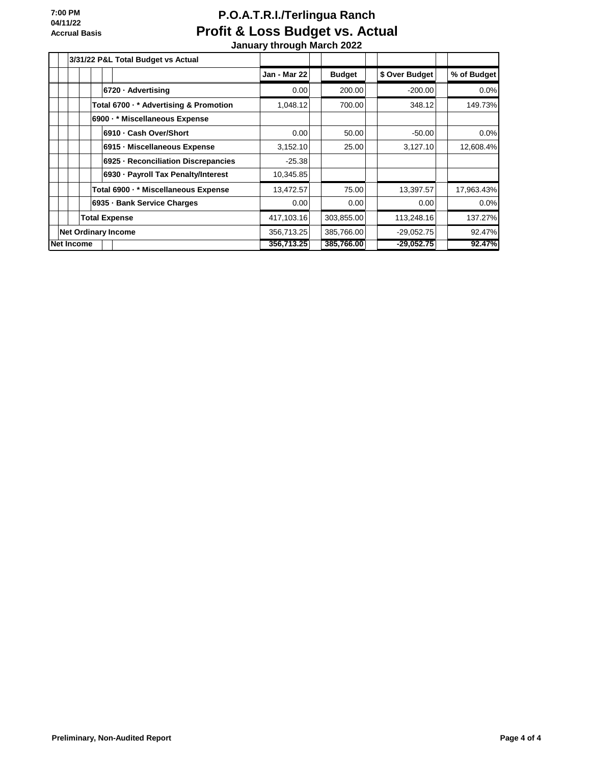**7:00 PM**
**04/11/22**
**Accrual Basis**

# P.O.A.T.R.I./Terlingua Ranch
## Profit & Loss Budget vs. Actual
### January through March 2022

| 3/31/22 P&L Total Budget vs Actual | Jan - Mar 22 | Budget | $ Over Budget | % of Budget |
|---|---|---|---|---|
| 6720 · Advertising | 0.00 | 200.00 | -200.00 | 0.0% |
| Total 6700 · * Advertising & Promotion | 1,048.12 | 700.00 | 348.12 | 149.73% |
| 6900 · * Miscellaneous Expense | | | | |
| 6910 · Cash Over/Short | 0.00 | 50.00 | -50.00 | 0.0% |
| 6915 · Miscellaneous Expense | 3,152.10 | 25.00 | 3,127.10 | 12,608.4% |
| 6925 · Reconciliation Discrepancies | -25.38 | | | |
| 6930 · Payroll Tax Penalty/Interest | 10,345.85 | | | |
| Total 6900 · * Miscellaneous Expense | 13,472.57 | 75.00 | 13,397.57 | 17,963.43% |
| 6935 · Bank Service Charges | 0.00 | 0.00 | 0.00 | 0.0% |
| Total Expense | 417,103.16 | 303,855.00 | 113,248.16 | 137.27% |
| Net Ordinary Income | 356,713.25 | 385,766.00 | -29,052.75 | 92.47% |
| **Net Income** | **356,713.25** | **385,766.00** | **-29,052.75** | **92.47%** |

**Preliminary, Non-Audited Report**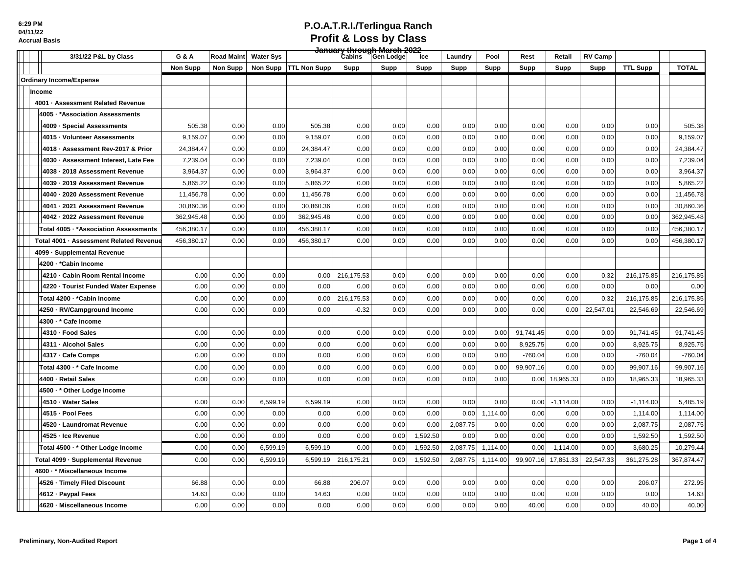# P.O.A.T.R.I./Terlingua Ranch

## Profit & Loss by Class

January through March 2022

6:29 PM
04/11/22
Accrual Basis

| 3/31/22 P&L by Class | G & A | Road Maint | Water Sys | | Cabins | Gen Lodge | Ice | Laundry | Pool | Rest | Retail | RV Camp | | TOTAL |
|---|---|---|---|---|---|---|---|---|---|---|---|---|---|---|
| | Non Supp | Non Supp | Non Supp | TTL Non Supp | Supp | Supp | Supp | Supp | Supp | Supp | Supp | Supp | TTL Supp | |
| **Ordinary Income/Expense** | | | | | | | | | | | | | | |
| **Income** | | | | | | | | | | | | | | |
| **4001 · Assessment Related Revenue** | | | | | | | | | | | | | | |
| **4005 · *Association Assessments** | | | | | | | | | | | | | | |
| **4009 · Special Assessments** | 505.38 | 0.00 | 0.00 | 505.38 | 0.00 | 0.00 | 0.00 | 0.00 | 0.00 | 0.00 | 0.00 | 0.00 | 0.00 | 505.38 |
| **4015 · Volunteer Assessments** | 9,159.07 | 0.00 | 0.00 | 9,159.07 | 0.00 | 0.00 | 0.00 | 0.00 | 0.00 | 0.00 | 0.00 | 0.00 | 0.00 | 9,159.07 |
| **4018 · Assessment Rev-2017 & Prior** | 24,384.47 | 0.00 | 0.00 | 24,384.47 | 0.00 | 0.00 | 0.00 | 0.00 | 0.00 | 0.00 | 0.00 | 0.00 | 0.00 | 24,384.47 |
| **4030 · Assessment Interest, Late Fee** | 7,239.04 | 0.00 | 0.00 | 7,239.04 | 0.00 | 0.00 | 0.00 | 0.00 | 0.00 | 0.00 | 0.00 | 0.00 | 0.00 | 7,239.04 |
| **4038 · 2018 Assessment Revenue** | 3,964.37 | 0.00 | 0.00 | 3,964.37 | 0.00 | 0.00 | 0.00 | 0.00 | 0.00 | 0.00 | 0.00 | 0.00 | 0.00 | 3,964.37 |
| **4039 · 2019 Assessment Revenue** | 5,865.22 | 0.00 | 0.00 | 5,865.22 | 0.00 | 0.00 | 0.00 | 0.00 | 0.00 | 0.00 | 0.00 | 0.00 | 0.00 | 5,865.22 |
| **4040 · 2020 Assessment Revenue** | 11,456.78 | 0.00 | 0.00 | 11,456.78 | 0.00 | 0.00 | 0.00 | 0.00 | 0.00 | 0.00 | 0.00 | 0.00 | 0.00 | 11,456.78 |
| **4041 · 2021 Assessment Revenue** | 30,860.36 | 0.00 | 0.00 | 30,860.36 | 0.00 | 0.00 | 0.00 | 0.00 | 0.00 | 0.00 | 0.00 | 0.00 | 0.00 | 30,860.36 |
| **4042 · 2022 Assessment Revenue** | 362,945.48 | 0.00 | 0.00 | 362,945.48 | 0.00 | 0.00 | 0.00 | 0.00 | 0.00 | 0.00 | 0.00 | 0.00 | 0.00 | 362,945.48 |
| **Total 4005 · *Association Assessments** | 456,380.17 | 0.00 | 0.00 | 456,380.17 | 0.00 | 0.00 | 0.00 | 0.00 | 0.00 | 0.00 | 0.00 | 0.00 | 0.00 | 456,380.17 |
| **Total 4001 · Assessment Related Revenue** | 456,380.17 | 0.00 | 0.00 | 456,380.17 | 0.00 | 0.00 | 0.00 | 0.00 | 0.00 | 0.00 | 0.00 | 0.00 | 0.00 | 456,380.17 |
| **4099 · Supplemental Revenue** | | | | | | | | | | | | | | |
| **4200 · *Cabin Income** | | | | | | | | | | | | | | |
| **4210 · Cabin Room Rental Income** | 0.00 | 0.00 | 0.00 | 0.00 | 216,175.53 | 0.00 | 0.00 | 0.00 | 0.00 | 0.00 | 0.00 | 0.32 | 216,175.85 | 216,175.85 |
| **4220 · Tourist Funded Water Expense** | 0.00 | 0.00 | 0.00 | 0.00 | 0.00 | 0.00 | 0.00 | 0.00 | 0.00 | 0.00 | 0.00 | 0.00 | 0.00 | 0.00 |
| **Total 4200 · *Cabin Income** | 0.00 | 0.00 | 0.00 | 0.00 | 216,175.53 | 0.00 | 0.00 | 0.00 | 0.00 | 0.00 | 0.00 | 0.32 | 216,175.85 | 216,175.85 |
| **4250 · RV/Campground Income** | 0.00 | 0.00 | 0.00 | 0.00 | -0.32 | 0.00 | 0.00 | 0.00 | 0.00 | 0.00 | 0.00 | 22,547.01 | 22,546.69 | 22,546.69 |
| **4300 · * Cafe Income** | | | | | | | | | | | | | | |
| **4310 · Food Sales** | 0.00 | 0.00 | 0.00 | 0.00 | 0.00 | 0.00 | 0.00 | 0.00 | 0.00 | 91,741.45 | 0.00 | 0.00 | 91,741.45 | 91,741.45 |
| **4311 · Alcohol Sales** | 0.00 | 0.00 | 0.00 | 0.00 | 0.00 | 0.00 | 0.00 | 0.00 | 0.00 | 8,925.75 | 0.00 | 0.00 | 8,925.75 | 8,925.75 |
| **4317 · Cafe Comps** | 0.00 | 0.00 | 0.00 | 0.00 | 0.00 | 0.00 | 0.00 | 0.00 | 0.00 | -760.04 | 0.00 | 0.00 | -760.04 | -760.04 |
| **Total 4300 · * Cafe Income** | 0.00 | 0.00 | 0.00 | 0.00 | 0.00 | 0.00 | 0.00 | 0.00 | 0.00 | 99,907.16 | 0.00 | 0.00 | 99,907.16 | 99,907.16 |
| **4400 · Retail Sales** | 0.00 | 0.00 | 0.00 | 0.00 | 0.00 | 0.00 | 0.00 | 0.00 | 0.00 | 0.00 | 18,965.33 | 0.00 | 18,965.33 | 18,965.33 |
| **4500 · * Other Lodge Income** | | | | | | | | | | | | | | |
| **4510 · Water Sales** | 0.00 | 0.00 | 6,599.19 | 6,599.19 | 0.00 | 0.00 | 0.00 | 0.00 | 0.00 | 0.00 | -1,114.00 | 0.00 | -1,114.00 | 5,485.19 |
| **4515 · Pool Fees** | 0.00 | 0.00 | 0.00 | 0.00 | 0.00 | 0.00 | 0.00 | 0.00 | 1,114.00 | 0.00 | 0.00 | 0.00 | 1,114.00 | 1,114.00 |
| **4520 · Laundromat Revenue** | 0.00 | 0.00 | 0.00 | 0.00 | 0.00 | 0.00 | 0.00 | 2,087.75 | 0.00 | 0.00 | 0.00 | 0.00 | 2,087.75 | 2,087.75 |
| **4525 · Ice Revenue** | 0.00 | 0.00 | 0.00 | 0.00 | 0.00 | 0.00 | 1,592.50 | 0.00 | 0.00 | 0.00 | 0.00 | 0.00 | 1,592.50 | 1,592.50 |
| **Total 4500 · * Other Lodge Income** | 0.00 | 0.00 | 6,599.19 | 6,599.19 | 0.00 | 0.00 | 1,592.50 | 2,087.75 | 1,114.00 | 0.00 | -1,114.00 | 0.00 | 3,680.25 | 10,279.44 |
| **Total 4099 · Supplemental Revenue** | 0.00 | 0.00 | 6,599.19 | 6,599.19 | 216,175.21 | 0.00 | 1,592.50 | 2,087.75 | 1,114.00 | 99,907.16 | 17,851.33 | 22,547.33 | 361,275.28 | 367,874.47 |
| **4600 · * Miscellaneous Income** | | | | | | | | | | | | | | |
| **4526 · Timely Filed Discount** | 66.88 | 0.00 | 0.00 | 66.88 | 206.07 | 0.00 | 0.00 | 0.00 | 0.00 | 0.00 | 0.00 | 0.00 | 206.07 | 272.95 |
| **4612 · Paypal Fees** | 14.63 | 0.00 | 0.00 | 14.63 | 0.00 | 0.00 | 0.00 | 0.00 | 0.00 | 0.00 | 0.00 | 0.00 | 0.00 | 14.63 |
| **4620 · Miscellaneous Income** | 0.00 | 0.00 | 0.00 | 0.00 | 0.00 | 0.00 | 0.00 | 0.00 | 0.00 | 40.00 | 0.00 | 0.00 | 40.00 | 40.00 |

**Preliminary, Non-Audited Report**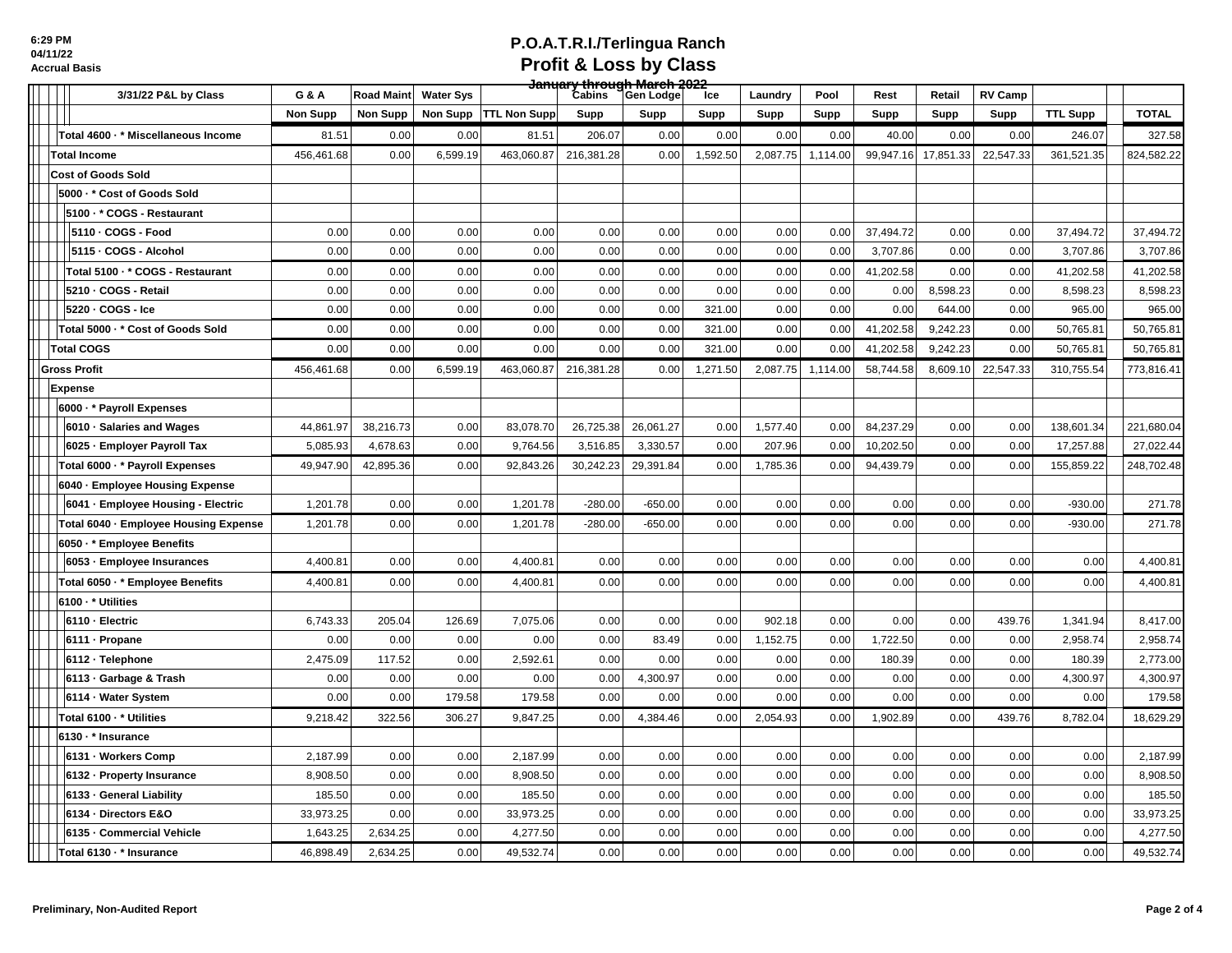# P.O.A.T.R.I./Terlingua Ranch

## Profit & Loss by Class

6:29 PM
04/11/22
Accrual Basis

January through March 2022

| 3/31/22 P&L by Class | G & A | Road Maint | Water Sys | | Cabins | Gen Lodge | Ice | Laundry | Pool | Rest | Retail | RV Camp | | TOTAL |
|---|---|---|---|---|---|---|---|---|---|---|---|---|---|---|
| | Non Supp | Non Supp | Non Supp | TTL Non Supp | Supp | Supp | Supp | Supp | Supp | Supp | Supp | Supp | TTL Supp | |
| Total 4600 · * Miscellaneous Income | 81.51 | 0.00 | 0.00 | 81.51 | 206.07 | 0.00 | 0.00 | 0.00 | 0.00 | 40.00 | 0.00 | 0.00 | 246.07 | 327.58 |
| Total Income | 456,461.68 | 0.00 | 6,599.19 | 463,060.87 | 216,381.28 | 0.00 | 1,592.50 | 2,087.75 | 1,114.00 | 99,947.16 | 17,851.33 | 22,547.33 | 361,521.35 | 824,582.22 |
| Cost of Goods Sold | | | | | | | | | | | | | | |
| 5000 · * Cost of Goods Sold | | | | | | | | | | | | | | |
| 5100 · * COGS - Restaurant | | | | | | | | | | | | | | |
| 5110 · COGS - Food | 0.00 | 0.00 | 0.00 | 0.00 | 0.00 | 0.00 | 0.00 | 0.00 | 0.00 | 37,494.72 | 0.00 | 0.00 | 37,494.72 | 37,494.72 |
| 5115 · COGS - Alcohol | 0.00 | 0.00 | 0.00 | 0.00 | 0.00 | 0.00 | 0.00 | 0.00 | 0.00 | 3,707.86 | 0.00 | 0.00 | 3,707.86 | 3,707.86 |
| Total 5100 · * COGS - Restaurant | 0.00 | 0.00 | 0.00 | 0.00 | 0.00 | 0.00 | 0.00 | 0.00 | 0.00 | 41,202.58 | 0.00 | 0.00 | 41,202.58 | 41,202.58 |
| 5210 · COGS - Retail | 0.00 | 0.00 | 0.00 | 0.00 | 0.00 | 0.00 | 0.00 | 0.00 | 0.00 | 0.00 | 8,598.23 | 0.00 | 8,598.23 | 8,598.23 |
| 5220 · COGS - Ice | 0.00 | 0.00 | 0.00 | 0.00 | 0.00 | 0.00 | 321.00 | 0.00 | 0.00 | 0.00 | 644.00 | 0.00 | 965.00 | 965.00 |
| Total 5000 · * Cost of Goods Sold | 0.00 | 0.00 | 0.00 | 0.00 | 0.00 | 0.00 | 321.00 | 0.00 | 0.00 | 41,202.58 | 9,242.23 | 0.00 | 50,765.81 | 50,765.81 |
| Total COGS | 0.00 | 0.00 | 0.00 | 0.00 | 0.00 | 0.00 | 321.00 | 0.00 | 0.00 | 41,202.58 | 9,242.23 | 0.00 | 50,765.81 | 50,765.81 |
| Gross Profit | 456,461.68 | 0.00 | 6,599.19 | 463,060.87 | 216,381.28 | 0.00 | 1,271.50 | 2,087.75 | 1,114.00 | 58,744.58 | 8,609.10 | 22,547.33 | 310,755.54 | 773,816.41 |
| Expense | | | | | | | | | | | | | | |
| 6000 · * Payroll Expenses | | | | | | | | | | | | | | |
| 6010 · Salaries and Wages | 44,861.97 | 38,216.73 | 0.00 | 83,078.70 | 26,725.38 | 26,061.27 | 0.00 | 1,577.40 | 0.00 | 84,237.29 | 0.00 | 0.00 | 138,601.34 | 221,680.04 |
| 6025 · Employer Payroll Tax | 5,085.93 | 4,678.63 | 0.00 | 9,764.56 | 3,516.85 | 3,330.57 | 0.00 | 207.96 | 0.00 | 10,202.50 | 0.00 | 0.00 | 17,257.88 | 27,022.44 |
| Total 6000 · * Payroll Expenses | 49,947.90 | 42,895.36 | 0.00 | 92,843.26 | 30,242.23 | 29,391.84 | 0.00 | 1,785.36 | 0.00 | 94,439.79 | 0.00 | 0.00 | 155,859.22 | 248,702.48 |
| 6040 · Employee Housing Expense | | | | | | | | | | | | | | |
| 6041 · Employee Housing - Electric | 1,201.78 | 0.00 | 0.00 | 1,201.78 | -280.00 | -650.00 | 0.00 | 0.00 | 0.00 | 0.00 | 0.00 | 0.00 | -930.00 | 271.78 |
| Total 6040 · Employee Housing Expense | 1,201.78 | 0.00 | 0.00 | 1,201.78 | -280.00 | -650.00 | 0.00 | 0.00 | 0.00 | 0.00 | 0.00 | 0.00 | -930.00 | 271.78 |
| 6050 · * Employee Benefits | | | | | | | | | | | | | | |
| 6053 · Employee Insurances | 4,400.81 | 0.00 | 0.00 | 4,400.81 | 0.00 | 0.00 | 0.00 | 0.00 | 0.00 | 0.00 | 0.00 | 0.00 | 0.00 | 4,400.81 |
| Total 6050 · * Employee Benefits | 4,400.81 | 0.00 | 0.00 | 4,400.81 | 0.00 | 0.00 | 0.00 | 0.00 | 0.00 | 0.00 | 0.00 | 0.00 | 0.00 | 4,400.81 |
| 6100 · * Utilities | | | | | | | | | | | | | | |
| 6110 · Electric | 6,743.33 | 205.04 | 126.69 | 7,075.06 | 0.00 | 0.00 | 0.00 | 902.18 | 0.00 | 0.00 | 0.00 | 439.76 | 1,341.94 | 8,417.00 |
| 6111 · Propane | 0.00 | 0.00 | 0.00 | 0.00 | 0.00 | 83.49 | 0.00 | 1,152.75 | 0.00 | 1,722.50 | 0.00 | 0.00 | 2,958.74 | 2,958.74 |
| 6112 · Telephone | 2,475.09 | 117.52 | 0.00 | 2,592.61 | 0.00 | 0.00 | 0.00 | 0.00 | 0.00 | 180.39 | 0.00 | 0.00 | 180.39 | 2,773.00 |
| 6113 · Garbage & Trash | 0.00 | 0.00 | 0.00 | 0.00 | 0.00 | 4,300.97 | 0.00 | 0.00 | 0.00 | 0.00 | 0.00 | 0.00 | 4,300.97 | 4,300.97 |
| 6114 · Water System | 0.00 | 0.00 | 179.58 | 179.58 | 0.00 | 0.00 | 0.00 | 0.00 | 0.00 | 0.00 | 0.00 | 0.00 | 0.00 | 179.58 |
| Total 6100 · * Utilities | 9,218.42 | 322.56 | 306.27 | 9,847.25 | 0.00 | 4,384.46 | 0.00 | 2,054.93 | 0.00 | 1,902.89 | 0.00 | 439.76 | 8,782.04 | 18,629.29 |
| 6130 · * Insurance | | | | | | | | | | | | | | |
| 6131 · Workers Comp | 2,187.99 | 0.00 | 0.00 | 2,187.99 | 0.00 | 0.00 | 0.00 | 0.00 | 0.00 | 0.00 | 0.00 | 0.00 | 0.00 | 2,187.99 |
| 6132 · Property Insurance | 8,908.50 | 0.00 | 0.00 | 8,908.50 | 0.00 | 0.00 | 0.00 | 0.00 | 0.00 | 0.00 | 0.00 | 0.00 | 0.00 | 8,908.50 |
| 6133 · General Liability | 185.50 | 0.00 | 0.00 | 185.50 | 0.00 | 0.00 | 0.00 | 0.00 | 0.00 | 0.00 | 0.00 | 0.00 | 0.00 | 185.50 |
| 6134 · Directors E&O | 33,973.25 | 0.00 | 0.00 | 33,973.25 | 0.00 | 0.00 | 0.00 | 0.00 | 0.00 | 0.00 | 0.00 | 0.00 | 0.00 | 33,973.25 |
| 6135 · Commercial Vehicle | 1,643.25 | 2,634.25 | 0.00 | 4,277.50 | 0.00 | 0.00 | 0.00 | 0.00 | 0.00 | 0.00 | 0.00 | 0.00 | 0.00 | 4,277.50 |
| Total 6130 · * Insurance | 46,898.49 | 2,634.25 | 0.00 | 49,532.74 | 0.00 | 0.00 | 0.00 | 0.00 | 0.00 | 0.00 | 0.00 | 0.00 | 0.00 | 49,532.74 |

**Preliminary, Non-Audited Report**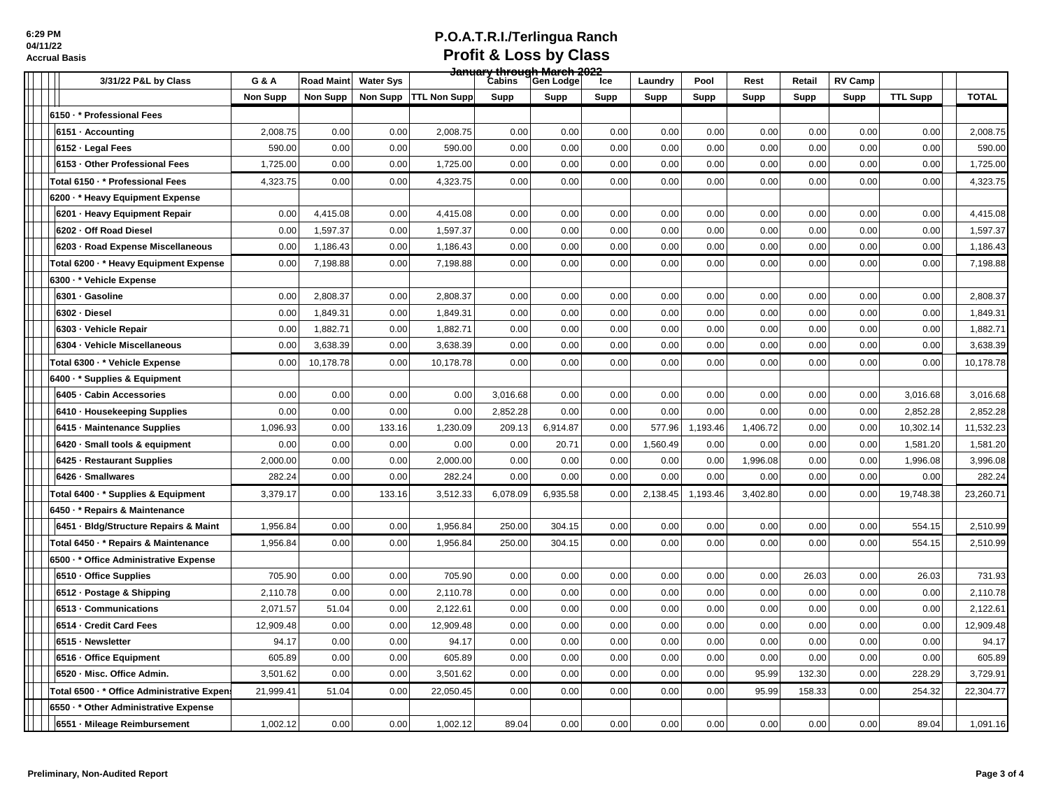6:29 PM
04/11/22
Accrual Basis

# P.O.A.T.R.I./Terlingua Ranch
## Profit & Loss by Class
### January through March 2022

| 3/31/22 P&L by Class | G & A | Road Maint | Water Sys | | Cabins | Gen Lodge | Ice | Laundry | Pool | Rest | Retail | RV Camp | | TOTAL |
|---|---|---|---|---|---|---|---|---|---|---|---|---|---|---|
| | Non Supp | Non Supp | Non Supp | TTL Non Supp | Supp | Supp | Supp | Supp | Supp | Supp | Supp | Supp | TTL Supp | |
| 6150 · * Professional Fees | | | | | | | | | | | | | | |
| 6151 · Accounting | 2,008.75 | 0.00 | 0.00 | 2,008.75 | 0.00 | 0.00 | 0.00 | 0.00 | 0.00 | 0.00 | 0.00 | 0.00 | 0.00 | 2,008.75 |
| 6152 · Legal Fees | 590.00 | 0.00 | 0.00 | 590.00 | 0.00 | 0.00 | 0.00 | 0.00 | 0.00 | 0.00 | 0.00 | 0.00 | 0.00 | 590.00 |
| 6153 · Other Professional Fees | 1,725.00 | 0.00 | 0.00 | 1,725.00 | 0.00 | 0.00 | 0.00 | 0.00 | 0.00 | 0.00 | 0.00 | 0.00 | 0.00 | 1,725.00 |
| Total 6150 · * Professional Fees | 4,323.75 | 0.00 | 0.00 | 4,323.75 | 0.00 | 0.00 | 0.00 | 0.00 | 0.00 | 0.00 | 0.00 | 0.00 | 0.00 | 4,323.75 |
| 6200 · * Heavy Equipment Expense | | | | | | | | | | | | | | |
| 6201 · Heavy Equipment Repair | 0.00 | 4,415.08 | 0.00 | 4,415.08 | 0.00 | 0.00 | 0.00 | 0.00 | 0.00 | 0.00 | 0.00 | 0.00 | 0.00 | 4,415.08 |
| 6202 · Off Road Diesel | 0.00 | 1,597.37 | 0.00 | 1,597.37 | 0.00 | 0.00 | 0.00 | 0.00 | 0.00 | 0.00 | 0.00 | 0.00 | 0.00 | 1,597.37 |
| 6203 · Road Expense Miscellaneous | 0.00 | 1,186.43 | 0.00 | 1,186.43 | 0.00 | 0.00 | 0.00 | 0.00 | 0.00 | 0.00 | 0.00 | 0.00 | 0.00 | 1,186.43 |
| Total 6200 · * Heavy Equipment Expense | 0.00 | 7,198.88 | 0.00 | 7,198.88 | 0.00 | 0.00 | 0.00 | 0.00 | 0.00 | 0.00 | 0.00 | 0.00 | 0.00 | 7,198.88 |
| 6300 · * Vehicle Expense | | | | | | | | | | | | | | |
| 6301 · Gasoline | 0.00 | 2,808.37 | 0.00 | 2,808.37 | 0.00 | 0.00 | 0.00 | 0.00 | 0.00 | 0.00 | 0.00 | 0.00 | 0.00 | 2,808.37 |
| 6302 · Diesel | 0.00 | 1,849.31 | 0.00 | 1,849.31 | 0.00 | 0.00 | 0.00 | 0.00 | 0.00 | 0.00 | 0.00 | 0.00 | 0.00 | 1,849.31 |
| 6303 · Vehicle Repair | 0.00 | 1,882.71 | 0.00 | 1,882.71 | 0.00 | 0.00 | 0.00 | 0.00 | 0.00 | 0.00 | 0.00 | 0.00 | 0.00 | 1,882.71 |
| 6304 · Vehicle Miscellaneous | 0.00 | 3,638.39 | 0.00 | 3,638.39 | 0.00 | 0.00 | 0.00 | 0.00 | 0.00 | 0.00 | 0.00 | 0.00 | 0.00 | 3,638.39 |
| Total 6300 · * Vehicle Expense | 0.00 | 10,178.78 | 0.00 | 10,178.78 | 0.00 | 0.00 | 0.00 | 0.00 | 0.00 | 0.00 | 0.00 | 0.00 | 0.00 | 10,178.78 |
| 6400 · * Supplies & Equipment | | | | | | | | | | | | | | |
| 6405 · Cabin Accessories | 0.00 | 0.00 | 0.00 | 0.00 | 3,016.68 | 0.00 | 0.00 | 0.00 | 0.00 | 0.00 | 0.00 | 0.00 | 3,016.68 | 3,016.68 |
| 6410 · Housekeeping Supplies | 0.00 | 0.00 | 0.00 | 0.00 | 2,852.28 | 0.00 | 0.00 | 0.00 | 0.00 | 0.00 | 0.00 | 0.00 | 2,852.28 | 2,852.28 |
| 6415 · Maintenance Supplies | 1,096.93 | 0.00 | 133.16 | 1,230.09 | 209.13 | 6,914.87 | 0.00 | 577.96 | 1,193.46 | 1,406.72 | 0.00 | 0.00 | 10,302.14 | 11,532.23 |
| 6420 · Small tools & equipment | 0.00 | 0.00 | 0.00 | 0.00 | 0.00 | 20.71 | 0.00 | 1,560.49 | 0.00 | 0.00 | 0.00 | 0.00 | 1,581.20 | 1,581.20 |
| 6425 · Restaurant Supplies | 2,000.00 | 0.00 | 0.00 | 2,000.00 | 0.00 | 0.00 | 0.00 | 0.00 | 0.00 | 1,996.08 | 0.00 | 0.00 | 1,996.08 | 3,996.08 |
| 6426 · Smallwares | 282.24 | 0.00 | 0.00 | 282.24 | 0.00 | 0.00 | 0.00 | 0.00 | 0.00 | 0.00 | 0.00 | 0.00 | 0.00 | 282.24 |
| Total 6400 · * Supplies & Equipment | 3,379.17 | 0.00 | 133.16 | 3,512.33 | 6,078.09 | 6,935.58 | 0.00 | 2,138.45 | 1,193.46 | 3,402.80 | 0.00 | 0.00 | 19,748.38 | 23,260.71 |
| 6450 · * Repairs & Maintenance | | | | | | | | | | | | | | |
| 6451 · Bldg/Structure Repairs & Maint | 1,956.84 | 0.00 | 0.00 | 1,956.84 | 250.00 | 304.15 | 0.00 | 0.00 | 0.00 | 0.00 | 0.00 | 0.00 | 554.15 | 2,510.99 |
| Total 6450 · * Repairs & Maintenance | 1,956.84 | 0.00 | 0.00 | 1,956.84 | 250.00 | 304.15 | 0.00 | 0.00 | 0.00 | 0.00 | 0.00 | 0.00 | 554.15 | 2,510.99 |
| 6500 · * Office Administrative Expense | | | | | | | | | | | | | | |
| 6510 · Office Supplies | 705.90 | 0.00 | 0.00 | 705.90 | 0.00 | 0.00 | 0.00 | 0.00 | 0.00 | 0.00 | 26.03 | 0.00 | 26.03 | 731.93 |
| 6512 · Postage & Shipping | 2,110.78 | 0.00 | 0.00 | 2,110.78 | 0.00 | 0.00 | 0.00 | 0.00 | 0.00 | 0.00 | 0.00 | 0.00 | 0.00 | 2,110.78 |
| 6513 · Communications | 2,071.57 | 51.04 | 0.00 | 2,122.61 | 0.00 | 0.00 | 0.00 | 0.00 | 0.00 | 0.00 | 0.00 | 0.00 | 0.00 | 2,122.61 |
| 6514 · Credit Card Fees | 12,909.48 | 0.00 | 0.00 | 12,909.48 | 0.00 | 0.00 | 0.00 | 0.00 | 0.00 | 0.00 | 0.00 | 0.00 | 0.00 | 12,909.48 |
| 6515 · Newsletter | 94.17 | 0.00 | 0.00 | 94.17 | 0.00 | 0.00 | 0.00 | 0.00 | 0.00 | 0.00 | 0.00 | 0.00 | 0.00 | 94.17 |
| 6516 · Office Equipment | 605.89 | 0.00 | 0.00 | 605.89 | 0.00 | 0.00 | 0.00 | 0.00 | 0.00 | 0.00 | 0.00 | 0.00 | 0.00 | 605.89 |
| 6520 · Misc. Office Admin. | 3,501.62 | 0.00 | 0.00 | 3,501.62 | 0.00 | 0.00 | 0.00 | 0.00 | 0.00 | 95.99 | 132.30 | 0.00 | 228.29 | 3,729.91 |
| Total 6500 · * Office Administrative Expens | 21,999.41 | 51.04 | 0.00 | 22,050.45 | 0.00 | 0.00 | 0.00 | 0.00 | 0.00 | 95.99 | 158.33 | 0.00 | 254.32 | 22,304.77 |
| 6550 · * Other Administrative Expense | | | | | | | | | | | | | | |
| 6551 · Mileage Reimbursement | 1,002.12 | 0.00 | 0.00 | 1,002.12 | 89.04 | 0.00 | 0.00 | 0.00 | 0.00 | 0.00 | 0.00 | 0.00 | 89.04 | 1,091.16 |

Preliminary, Non-Audited Report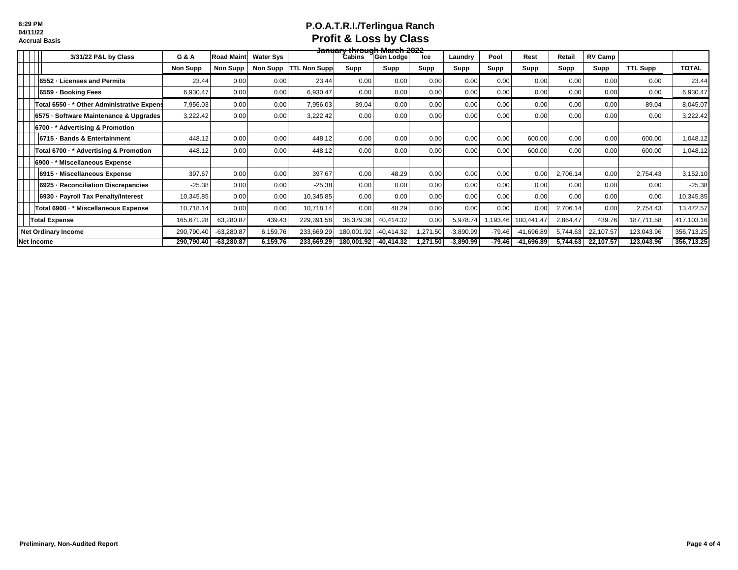# P.O.A.T.R.I./Terlingua Ranch

## Profit & Loss by Class

### January through March 2022

6:29 PM
04/11/22
**Accrual Basis**

| 3/31/22 P&L by Class | G & A | Road Maint | Water Sys | | Cabins | Gen Lodge | Ice | Laundry | Pool | Rest | Retail | RV Camp | | TOTAL |
|---|---|---|---|---|---|---|---|---|---|---|---|---|---|---|
| | Non Supp | Non Supp | Non Supp | TTL Non Supp | Supp | Supp | Supp | Supp | Supp | Supp | Supp | Supp | TTL Supp | |
| 6552 · Licenses and Permits | 23.44 | 0.00 | 0.00 | 23.44 | 0.00 | 0.00 | 0.00 | 0.00 | 0.00 | 0.00 | 0.00 | 0.00 | 0.00 | 23.44 |
| 6559 · Booking Fees | 6,930.47 | 0.00 | 0.00 | 6,930.47 | 0.00 | 0.00 | 0.00 | 0.00 | 0.00 | 0.00 | 0.00 | 0.00 | 0.00 | 6,930.47 |
| Total 6550 · * Other Administrative Expens | 7,956.03 | 0.00 | 0.00 | 7,956.03 | 89.04 | 0.00 | 0.00 | 0.00 | 0.00 | 0.00 | 0.00 | 0.00 | 89.04 | 8,045.07 |
| 6575 · Software Maintenance & Upgrades | 3,222.42 | 0.00 | 0.00 | 3,222.42 | 0.00 | 0.00 | 0.00 | 0.00 | 0.00 | 0.00 | 0.00 | 0.00 | 0.00 | 3,222.42 |
| 6700 · * Advertising & Promotion | | | | | | | | | | | | | | |
| 6715 · Bands & Entertainment | 448.12 | 0.00 | 0.00 | 448.12 | 0.00 | 0.00 | 0.00 | 0.00 | 0.00 | 600.00 | 0.00 | 0.00 | 600.00 | 1,048.12 |
| Total 6700 · * Advertising & Promotion | 448.12 | 0.00 | 0.00 | 448.12 | 0.00 | 0.00 | 0.00 | 0.00 | 0.00 | 600.00 | 0.00 | 0.00 | 600.00 | 1,048.12 |
| 6900 · * Miscellaneous Expense | | | | | | | | | | | | | | |
| 6915 · Miscellaneous Expense | 397.67 | 0.00 | 0.00 | 397.67 | 0.00 | 48.29 | 0.00 | 0.00 | 0.00 | 0.00 | 2,706.14 | 0.00 | 2,754.43 | 3,152.10 |
| 6925 · Reconciliation Discrepancies | -25.38 | 0.00 | 0.00 | -25.38 | 0.00 | 0.00 | 0.00 | 0.00 | 0.00 | 0.00 | 0.00 | 0.00 | 0.00 | -25.38 |
| 6930 · Payroll Tax Penalty/Interest | 10,345.85 | 0.00 | 0.00 | 10,345.85 | 0.00 | 0.00 | 0.00 | 0.00 | 0.00 | 0.00 | 0.00 | 0.00 | 0.00 | 10,345.85 |
| Total 6900 · * Miscellaneous Expense | 10,718.14 | 0.00 | 0.00 | 10,718.14 | 0.00 | 48.29 | 0.00 | 0.00 | 0.00 | 0.00 | 2,706.14 | 0.00 | 2,754.43 | 13,472.57 |
| Total Expense | 165,671.28 | 63,280.87 | 439.43 | 229,391.58 | 36,379.36 | 40,414.32 | 0.00 | 5,978.74 | 1,193.46 | 100,441.47 | 2,864.47 | 439.76 | 187,711.58 | 417,103.16 |
| Net Ordinary Income | 290,790.40 | -63,280.87 | 6,159.76 | 233,669.29 | 180,001.92 | -40,414.32 | 1,271.50 | -3,890.99 | -79.46 | -41,696.89 | 5,744.63 | 22,107.57 | 123,043.96 | 356,713.25 |
| Net Income | 290,790.40 | -63,280.87 | 6,159.76 | 233,669.29 | 180,001.92 | -40,414.32 | 1,271.50 | -3,890.99 | -79.46 | -41,696.89 | 5,744.63 | 22,107.57 | 123,043.96 | 356,713.25 |

**Preliminary, Non-Audited Report**